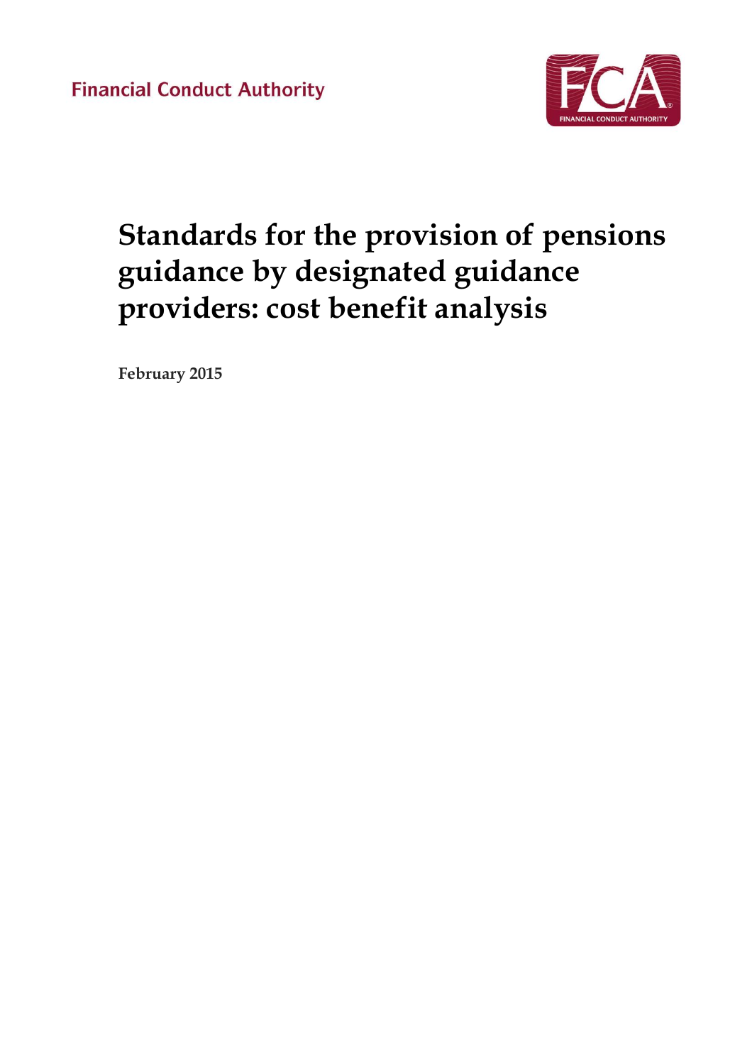Financial Conduct Authority

# Standards for the provision of pensions guidance by designated guidance providers: cost benefit analysis

**February 2015**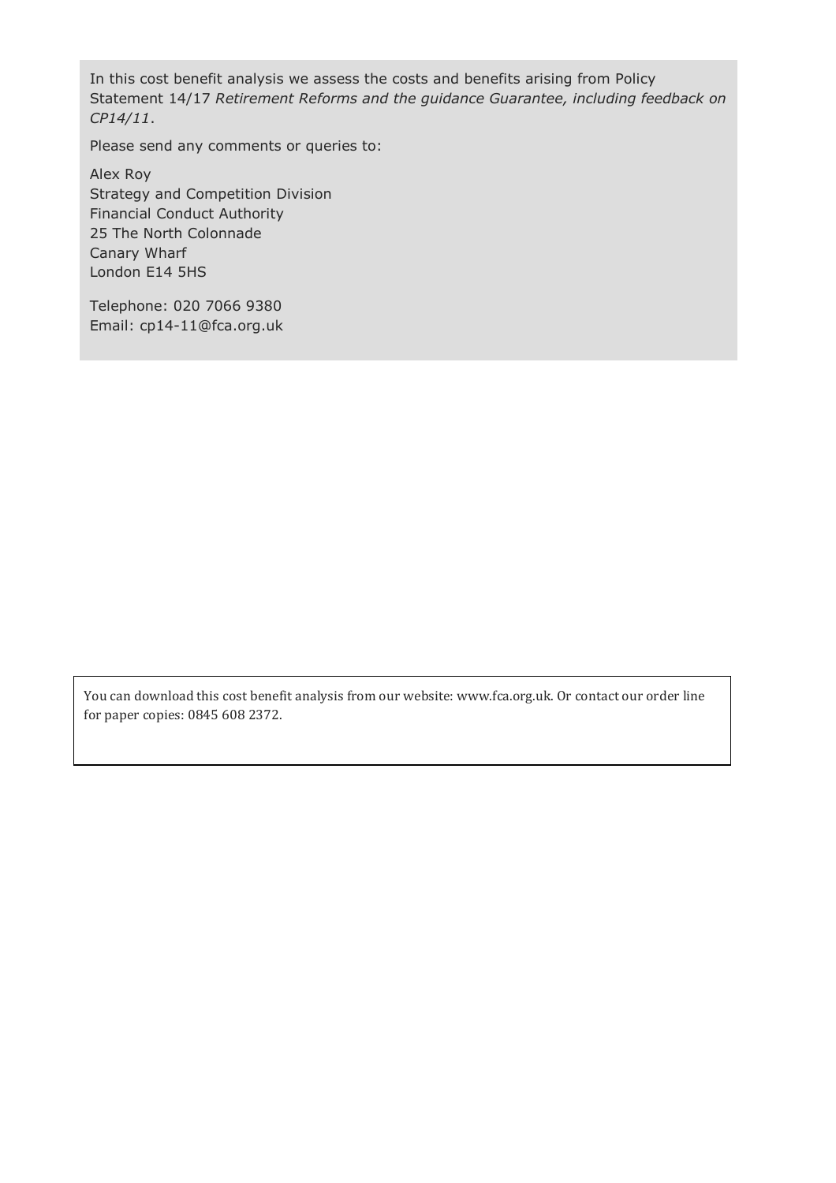In this cost benefit analysis we assess the costs and benefits arising from Policy Statement 14/17 *Retirement Reforms and the guidance Guarantee, including feedback on CP14/11*.

Please send any comments or queries to:

Alex Roy
Strategy and Competition Division
Financial Conduct Authority
25 The North Colonnade
Canary Wharf
London E14 5HS

Telephone: 020 7066 9380
Email: cp14-11@fca.org.uk

You can download this cost benefit analysis from our website: www.fca.org.uk. Or contact our order line for paper copies: 0845 608 2372.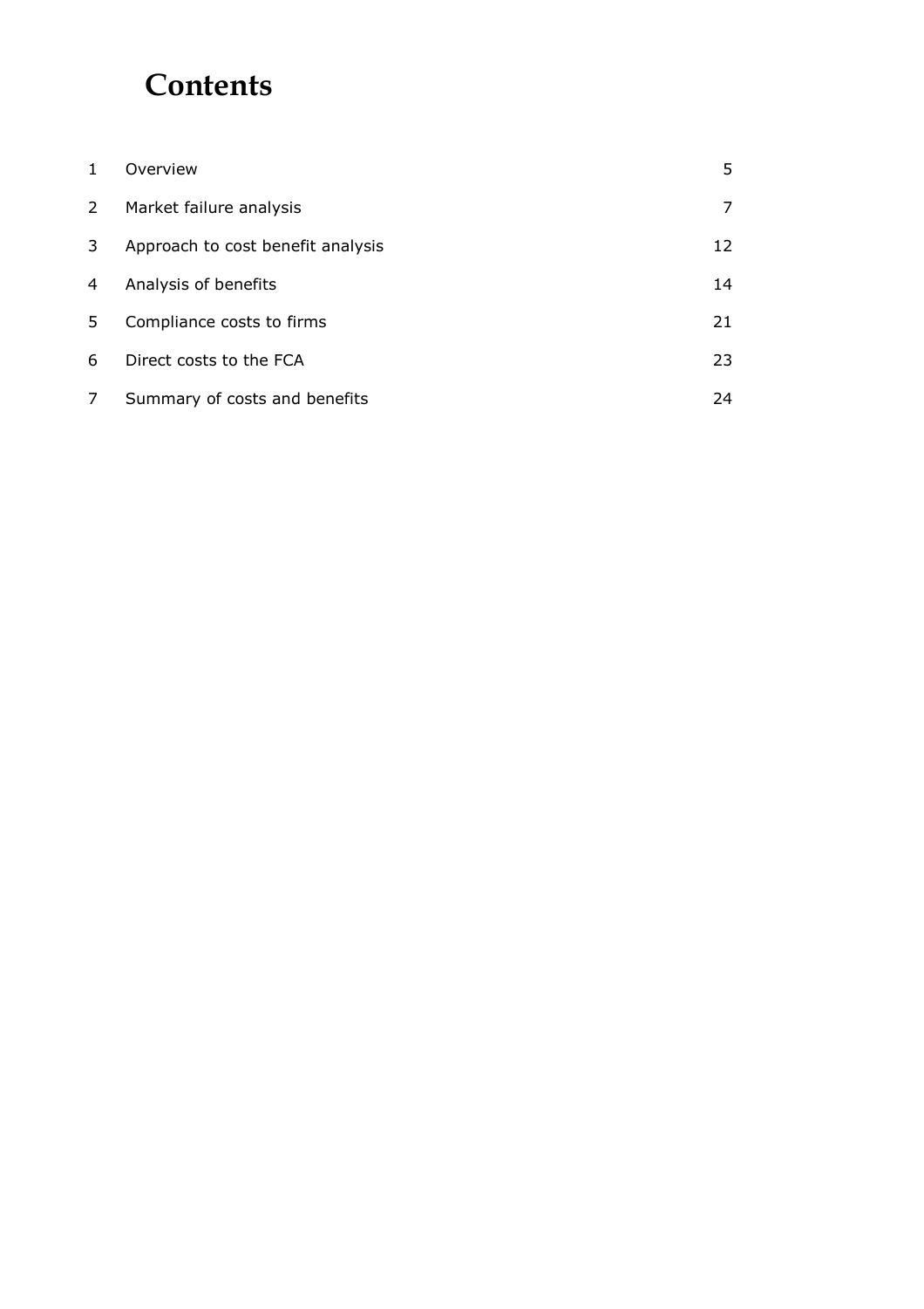# Contents

| | | |
|---|---|---|
| 1 | Overview | 5 |
| 2 | Market failure analysis | 7 |
| 3 | Approach to cost benefit analysis | 12 |
| 4 | Analysis of benefits | 14 |
| 5 | Compliance costs to firms | 21 |
| 6 | Direct costs to the FCA | 23 |
| 7 | Summary of costs and benefits | 24 |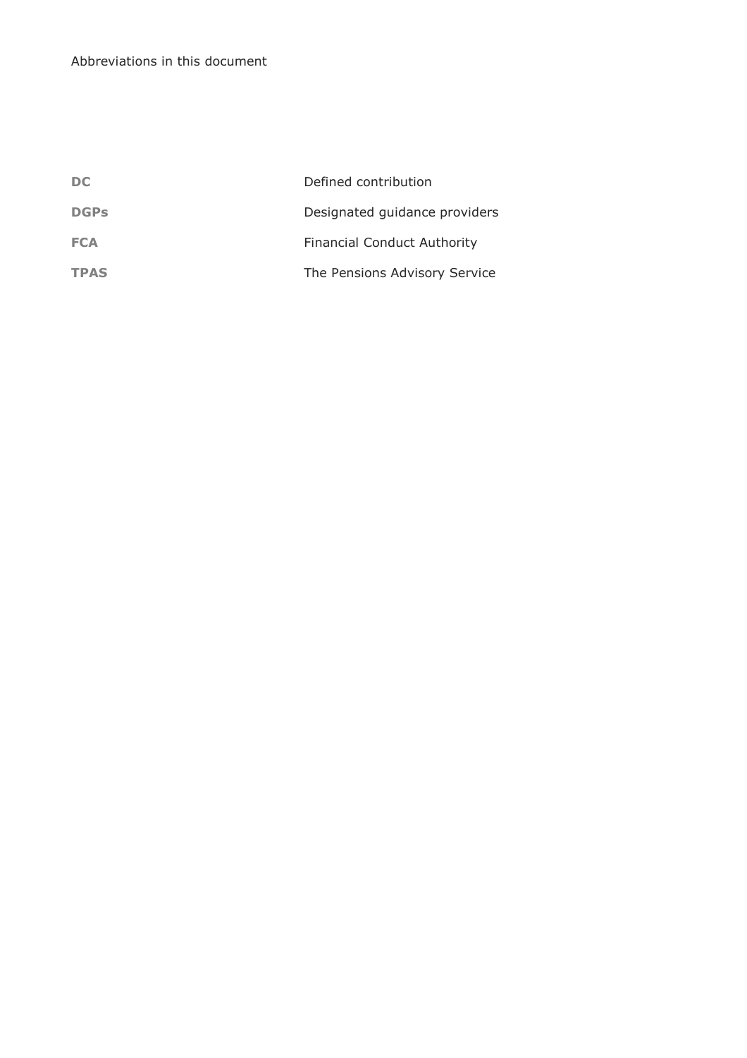Abbreviations in this document

| | |
|---|---|
| **DC** | Defined contribution |
| **DGPs** | Designated guidance providers |
| **FCA** | Financial Conduct Authority |
| **TPAS** | The Pensions Advisory Service |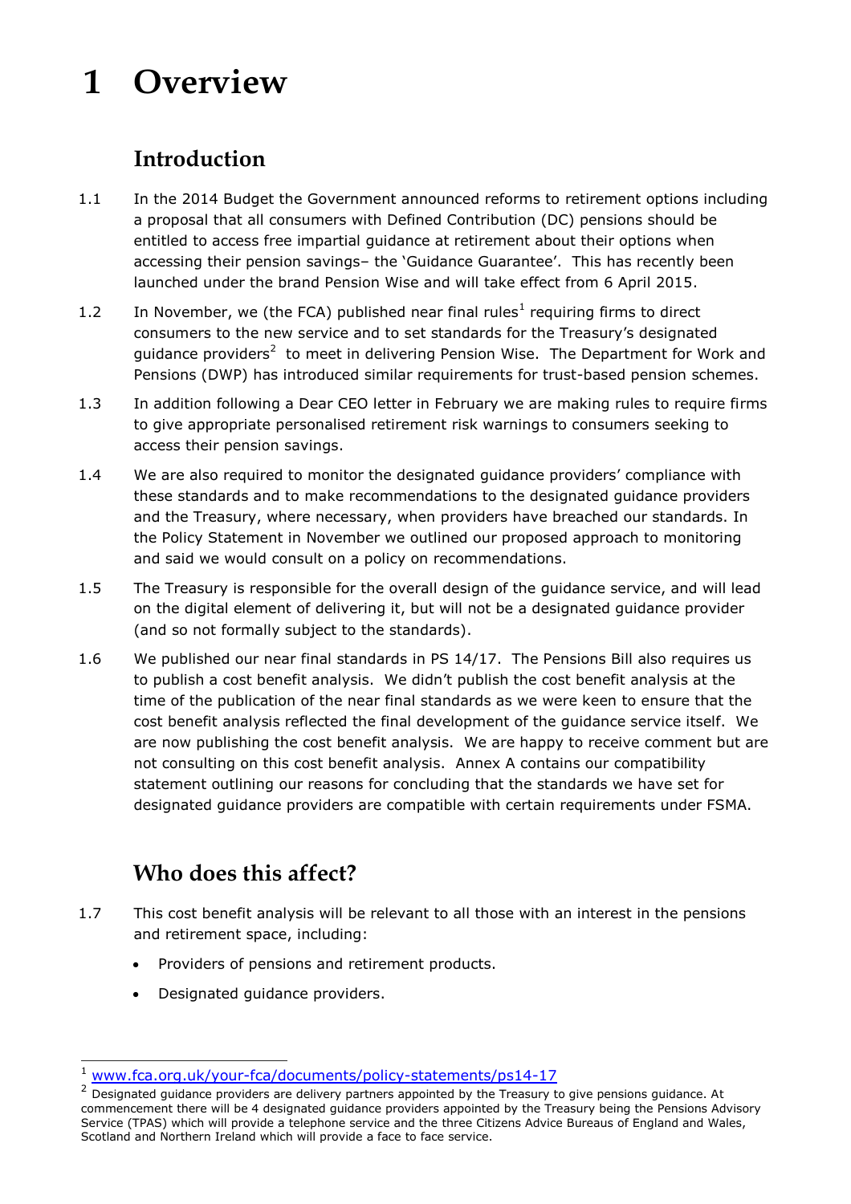# 1 Overview

## Introduction

1.1 In the 2014 Budget the Government announced reforms to retirement options including a proposal that all consumers with Defined Contribution (DC) pensions should be entitled to access free impartial guidance at retirement about their options when accessing their pension savings– the 'Guidance Guarantee'. This has recently been launched under the brand Pension Wise and will take effect from 6 April 2015.

1.2 In November, we (the FCA) published near final rules[1] requiring firms to direct consumers to the new service and to set standards for the Treasury's designated guidance providers[2] to meet in delivering Pension Wise. The Department for Work and Pensions (DWP) has introduced similar requirements for trust-based pension schemes.

1.3 In addition following a Dear CEO letter in February we are making rules to require firms to give appropriate personalised retirement risk warnings to consumers seeking to access their pension savings.

1.4 We are also required to monitor the designated guidance providers' compliance with these standards and to make recommendations to the designated guidance providers and the Treasury, where necessary, when providers have breached our standards. In the Policy Statement in November we outlined our proposed approach to monitoring and said we would consult on a policy on recommendations.

1.5 The Treasury is responsible for the overall design of the guidance service, and will lead on the digital element of delivering it, but will not be a designated guidance provider (and so not formally subject to the standards).

1.6 We published our near final standards in PS 14/17. The Pensions Bill also requires us to publish a cost benefit analysis. We didn't publish the cost benefit analysis at the time of the publication of the near final standards as we were keen to ensure that the cost benefit analysis reflected the final development of the guidance service itself. We are now publishing the cost benefit analysis. We are happy to receive comment but are not consulting on this cost benefit analysis. Annex A contains our compatibility statement outlining our reasons for concluding that the standards we have set for designated guidance providers are compatible with certain requirements under FSMA.

## Who does this affect?

1.7 This cost benefit analysis will be relevant to all those with an interest in the pensions and retirement space, including:

- Providers of pensions and retirement products.
- Designated guidance providers.

---

[1] www.fca.org.uk/your-fca/documents/policy-statements/ps14-17

[2] Designated guidance providers are delivery partners appointed by the Treasury to give pensions guidance. At commencement there will be 4 designated guidance providers appointed by the Treasury being the Pensions Advisory Service (TPAS) which will provide a telephone service and the three Citizens Advice Bureaus of England and Wales, Scotland and Northern Ireland which will provide a face to face service.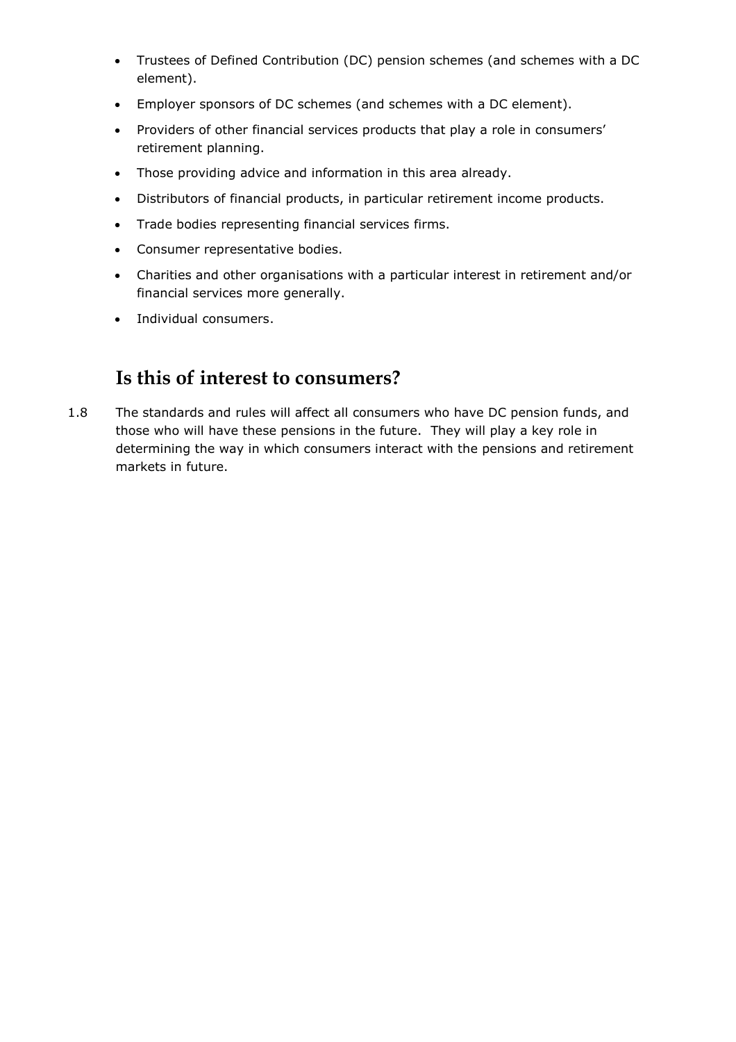- Trustees of Defined Contribution (DC) pension schemes (and schemes with a DC element).
- Employer sponsors of DC schemes (and schemes with a DC element).
- Providers of other financial services products that play a role in consumers' retirement planning.
- Those providing advice and information in this area already.
- Distributors of financial products, in particular retirement income products.
- Trade bodies representing financial services firms.
- Consumer representative bodies.
- Charities and other organisations with a particular interest in retirement and/or financial services more generally.
- Individual consumers.

## Is this of interest to consumers?

1.8 The standards and rules will affect all consumers who have DC pension funds, and those who will have these pensions in the future. They will play a key role in determining the way in which consumers interact with the pensions and retirement markets in future.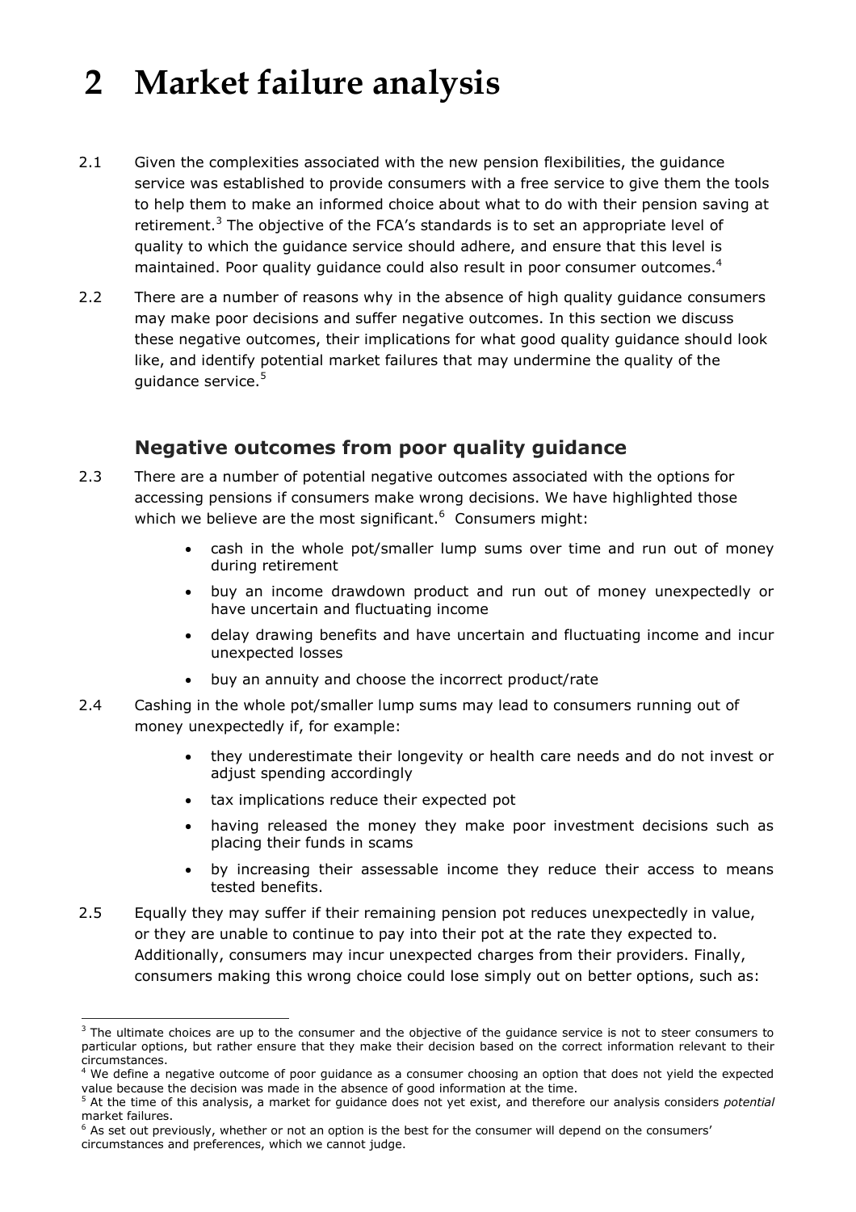# 2 Market failure analysis

2.1 Given the complexities associated with the new pension flexibilities, the guidance service was established to provide consumers with a free service to give them the tools to help them to make an informed choice about what to do with their pension saving at retirement.[3] The objective of the FCA's standards is to set an appropriate level of quality to which the guidance service should adhere, and ensure that this level is maintained. Poor quality guidance could also result in poor consumer outcomes.[4]

2.2 There are a number of reasons why in the absence of high quality guidance consumers may make poor decisions and suffer negative outcomes. In this section we discuss these negative outcomes, their implications for what good quality guidance should look like, and identify potential market failures that may undermine the quality of the guidance service.[5]

## Negative outcomes from poor quality guidance

2.3 There are a number of potential negative outcomes associated with the options for accessing pensions if consumers make wrong decisions. We have highlighted those which we believe are the most significant.[6] Consumers might:

- cash in the whole pot/smaller lump sums over time and run out of money during retirement
- buy an income drawdown product and run out of money unexpectedly or have uncertain and fluctuating income
- delay drawing benefits and have uncertain and fluctuating income and incur unexpected losses
- buy an annuity and choose the incorrect product/rate

2.4 Cashing in the whole pot/smaller lump sums may lead to consumers running out of money unexpectedly if, for example:

- they underestimate their longevity or health care needs and do not invest or adjust spending accordingly
- tax implications reduce their expected pot
- having released the money they make poor investment decisions such as placing their funds in scams
- by increasing their assessable income they reduce their access to means tested benefits.

2.5 Equally they may suffer if their remaining pension pot reduces unexpectedly in value, or they are unable to continue to pay into their pot at the rate they expected to. Additionally, consumers may incur unexpected charges from their providers. Finally, consumers making this wrong choice could lose simply out on better options, such as:

---

[3] The ultimate choices are up to the consumer and the objective of the guidance service is not to steer consumers to particular options, but rather ensure that they make their decision based on the correct information relevant to their circumstances.

[4] We define a negative outcome of poor guidance as a consumer choosing an option that does not yield the expected value because the decision was made in the absence of good information at the time.

[5] At the time of this analysis, a market for guidance does not yet exist, and therefore our analysis considers *potential* market failures.

[6] As set out previously, whether or not an option is the best for the consumer will depend on the consumers' circumstances and preferences, which we cannot judge.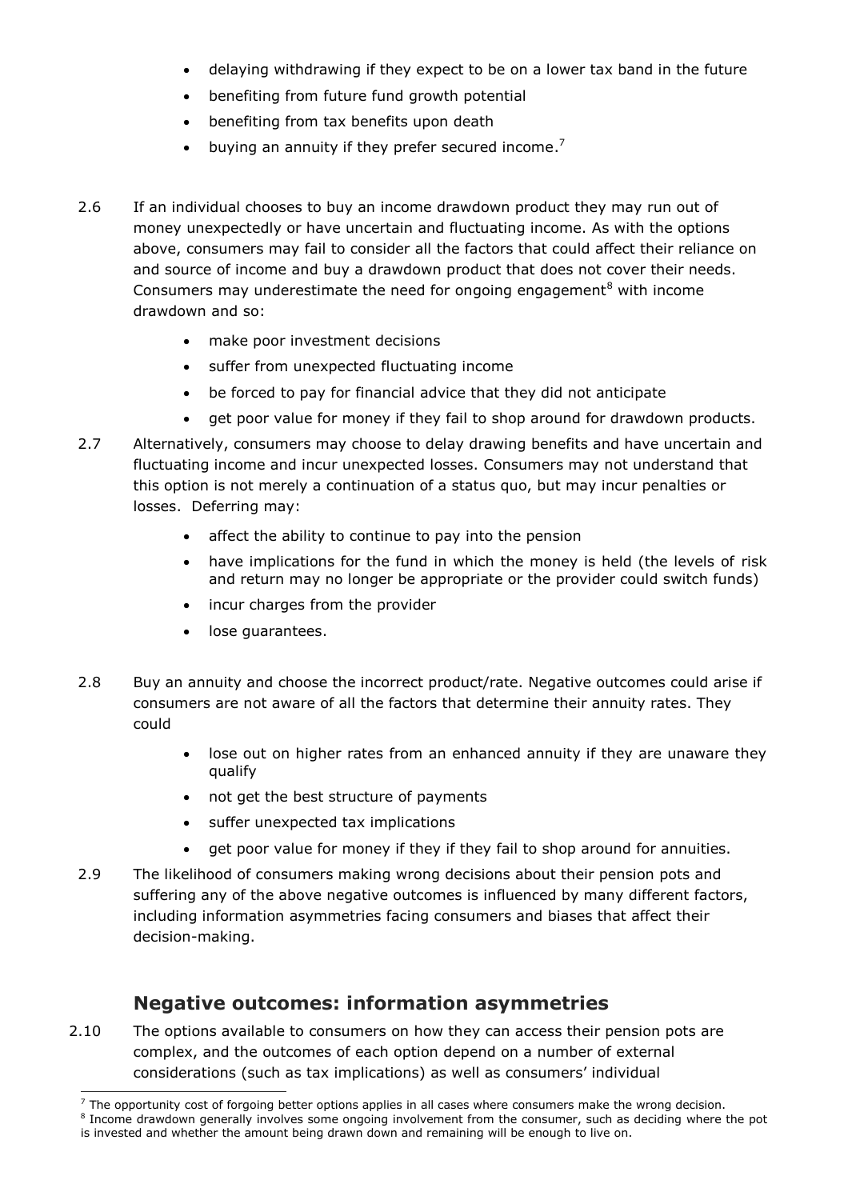- delaying withdrawing if they expect to be on a lower tax band in the future
- benefiting from future fund growth potential
- benefiting from tax benefits upon death
- buying an annuity if they prefer secured income.[7]

2.6 If an individual chooses to buy an income drawdown product they may run out of money unexpectedly or have uncertain and fluctuating income. As with the options above, consumers may fail to consider all the factors that could affect their reliance on and source of income and buy a drawdown product that does not cover their needs. Consumers may underestimate the need for ongoing engagement[8] with income drawdown and so:

- make poor investment decisions
- suffer from unexpected fluctuating income
- be forced to pay for financial advice that they did not anticipate
- get poor value for money if they fail to shop around for drawdown products.

2.7 Alternatively, consumers may choose to delay drawing benefits and have uncertain and fluctuating income and incur unexpected losses. Consumers may not understand that this option is not merely a continuation of a status quo, but may incur penalties or losses. Deferring may:

- affect the ability to continue to pay into the pension
- have implications for the fund in which the money is held (the levels of risk and return may no longer be appropriate or the provider could switch funds)
- incur charges from the provider
- lose guarantees.

2.8 Buy an annuity and choose the incorrect product/rate. Negative outcomes could arise if consumers are not aware of all the factors that determine their annuity rates. They could

- lose out on higher rates from an enhanced annuity if they are unaware they qualify
- not get the best structure of payments
- suffer unexpected tax implications
- get poor value for money if they if they fail to shop around for annuities.

2.9 The likelihood of consumers making wrong decisions about their pension pots and suffering any of the above negative outcomes is influenced by many different factors, including information asymmetries facing consumers and biases that affect their decision-making.

## Negative outcomes: information asymmetries

2.10 The options available to consumers on how they can access their pension pots are complex, and the outcomes of each option depend on a number of external considerations (such as tax implications) as well as consumers' individual

[7] The opportunity cost of forgoing better options applies in all cases where consumers make the wrong decision.

[8] Income drawdown generally involves some ongoing involvement from the consumer, such as deciding where the pot is invested and whether the amount being drawn down and remaining will be enough to live on.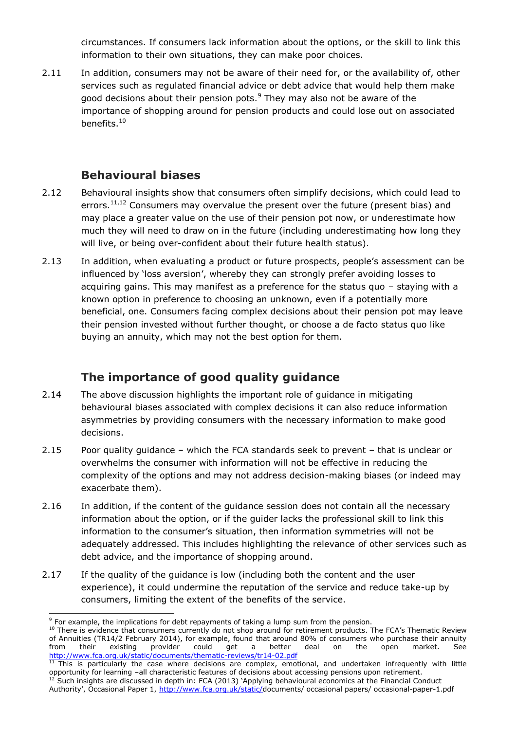circumstances. If consumers lack information about the options, or the skill to link this information to their own situations, they can make poor choices.

2.11 In addition, consumers may not be aware of their need for, or the availability of, other services such as regulated financial advice or debt advice that would help them make good decisions about their pension pots.[9] They may also not be aware of the importance of shopping around for pension products and could lose out on associated benefits.[10]

## Behavioural biases

2.12 Behavioural insights show that consumers often simplify decisions, which could lead to errors.[11,12] Consumers may overvalue the present over the future (present bias) and may place a greater value on the use of their pension pot now, or underestimate how much they will need to draw on in the future (including underestimating how long they will live, or being over-confident about their future health status).

2.13 In addition, when evaluating a product or future prospects, people's assessment can be influenced by 'loss aversion', whereby they can strongly prefer avoiding losses to acquiring gains. This may manifest as a preference for the status quo – staying with a known option in preference to choosing an unknown, even if a potentially more beneficial, one. Consumers facing complex decisions about their pension pot may leave their pension invested without further thought, or choose a de facto status quo like buying an annuity, which may not the best option for them.

## The importance of good quality guidance

2.14 The above discussion highlights the important role of guidance in mitigating behavioural biases associated with complex decisions it can also reduce information asymmetries by providing consumers with the necessary information to make good decisions.

2.15 Poor quality guidance – which the FCA standards seek to prevent – that is unclear or overwhelms the consumer with information will not be effective in reducing the complexity of the options and may not address decision-making biases (or indeed may exacerbate them).

2.16 In addition, if the content of the guidance session does not contain all the necessary information about the option, or if the guider lacks the professional skill to link this information to the consumer's situation, then information symmetries will not be adequately addressed. This includes highlighting the relevance of other services such as debt advice, and the importance of shopping around.

2.17 If the quality of the guidance is low (including both the content and the user experience), it could undermine the reputation of the service and reduce take-up by consumers, limiting the extent of the benefits of the service.

---

[9] For example, the implications for debt repayments of taking a lump sum from the pension.

[10] There is evidence that consumers currently do not shop around for retirement products. The FCA's Thematic Review of Annuities (TR14/2 February 2014), for example, found that around 80% of consumers who purchase their annuity from their existing provider could get a better deal on the open market. See http://www.fca.org.uk/static/documents/thematic-reviews/tr14-02.pdf

[11] This is particularly the case where decisions are complex, emotional, and undertaken infrequently with little opportunity for learning –all characteristic features of decisions about accessing pensions upon retirement.

[12] Such insights are discussed in depth in: FCA (2013) 'Applying behavioural economics at the Financial Conduct Authority', Occasional Paper 1, http://www.fca.org.uk/static/documents/ occasional papers/ occasional-paper-1.pdf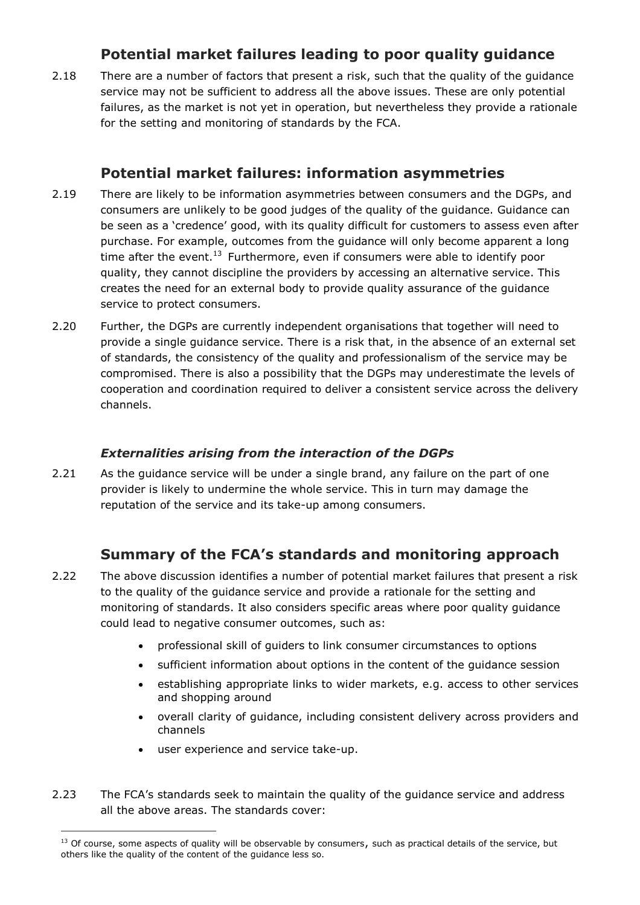## Potential market failures leading to poor quality guidance

2.18 There are a number of factors that present a risk, such that the quality of the guidance service may not be sufficient to address all the above issues. These are only potential failures, as the market is not yet in operation, but nevertheless they provide a rationale for the setting and monitoring of standards by the FCA.

## Potential market failures: information asymmetries

2.19 There are likely to be information asymmetries between consumers and the DGPs, and consumers are unlikely to be good judges of the quality of the guidance. Guidance can be seen as a 'credence' good, with its quality difficult for customers to assess even after purchase. For example, outcomes from the guidance will only become apparent a long time after the event.[13] Furthermore, even if consumers were able to identify poor quality, they cannot discipline the providers by accessing an alternative service. This creates the need for an external body to provide quality assurance of the guidance service to protect consumers.

2.20 Further, the DGPs are currently independent organisations that together will need to provide a single guidance service. There is a risk that, in the absence of an external set of standards, the consistency of the quality and professionalism of the service may be compromised. There is also a possibility that the DGPs may underestimate the levels of cooperation and coordination required to deliver a consistent service across the delivery channels.

### *Externalities arising from the interaction of the DGPs*

2.21 As the guidance service will be under a single brand, any failure on the part of one provider is likely to undermine the whole service. This in turn may damage the reputation of the service and its take-up among consumers.

## Summary of the FCA's standards and monitoring approach

2.22 The above discussion identifies a number of potential market failures that present a risk to the quality of the guidance service and provide a rationale for the setting and monitoring of standards. It also considers specific areas where poor quality guidance could lead to negative consumer outcomes, such as:

- professional skill of guiders to link consumer circumstances to options
- sufficient information about options in the content of the guidance session
- establishing appropriate links to wider markets, e.g. access to other services and shopping around
- overall clarity of guidance, including consistent delivery across providers and channels
- user experience and service take-up.

2.23 The FCA's standards seek to maintain the quality of the guidance service and address all the above areas. The standards cover:

---

[13] Of course, some aspects of quality will be observable by consumers, such as practical details of the service, but others like the quality of the content of the guidance less so.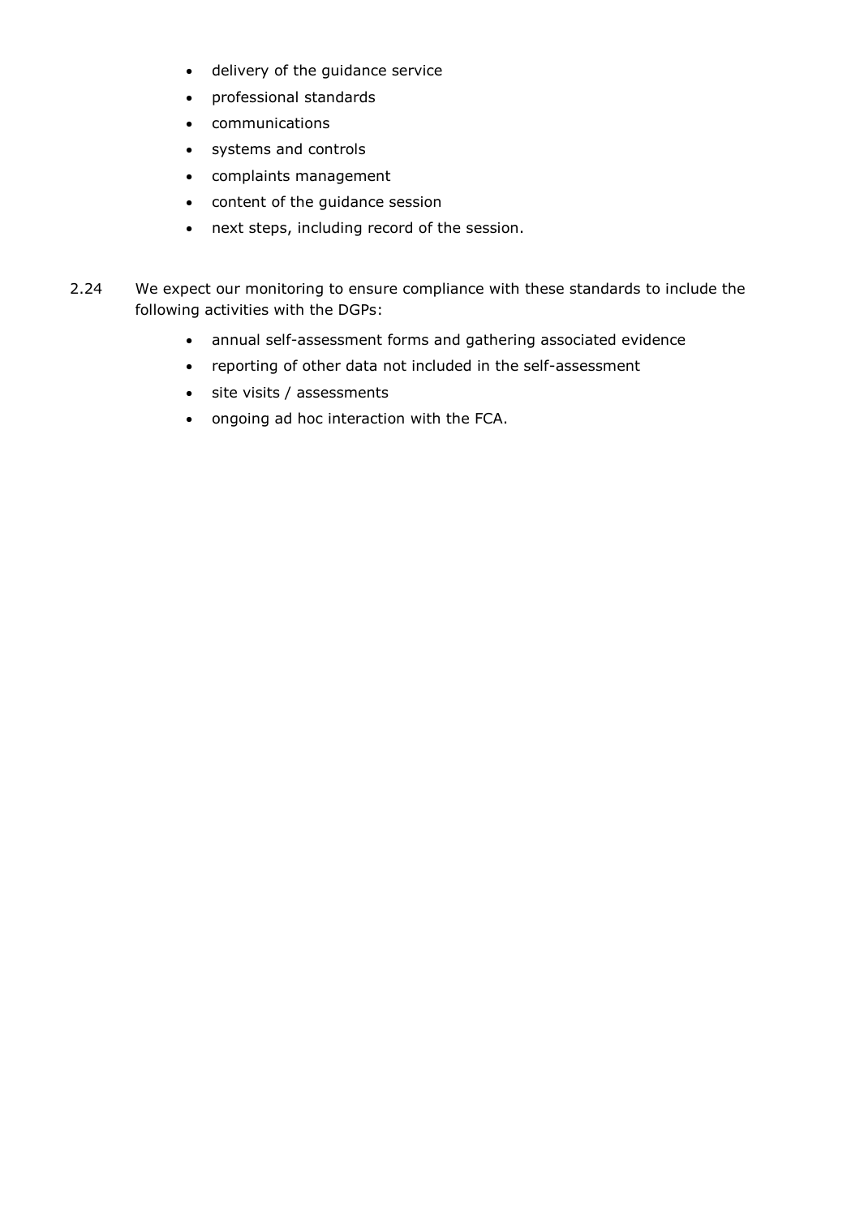- delivery of the guidance service
- professional standards
- communications
- systems and controls
- complaints management
- content of the guidance session
- next steps, including record of the session.

2.24 We expect our monitoring to ensure compliance with these standards to include the following activities with the DGPs:

- annual self-assessment forms and gathering associated evidence
- reporting of other data not included in the self-assessment
- site visits / assessments
- ongoing ad hoc interaction with the FCA.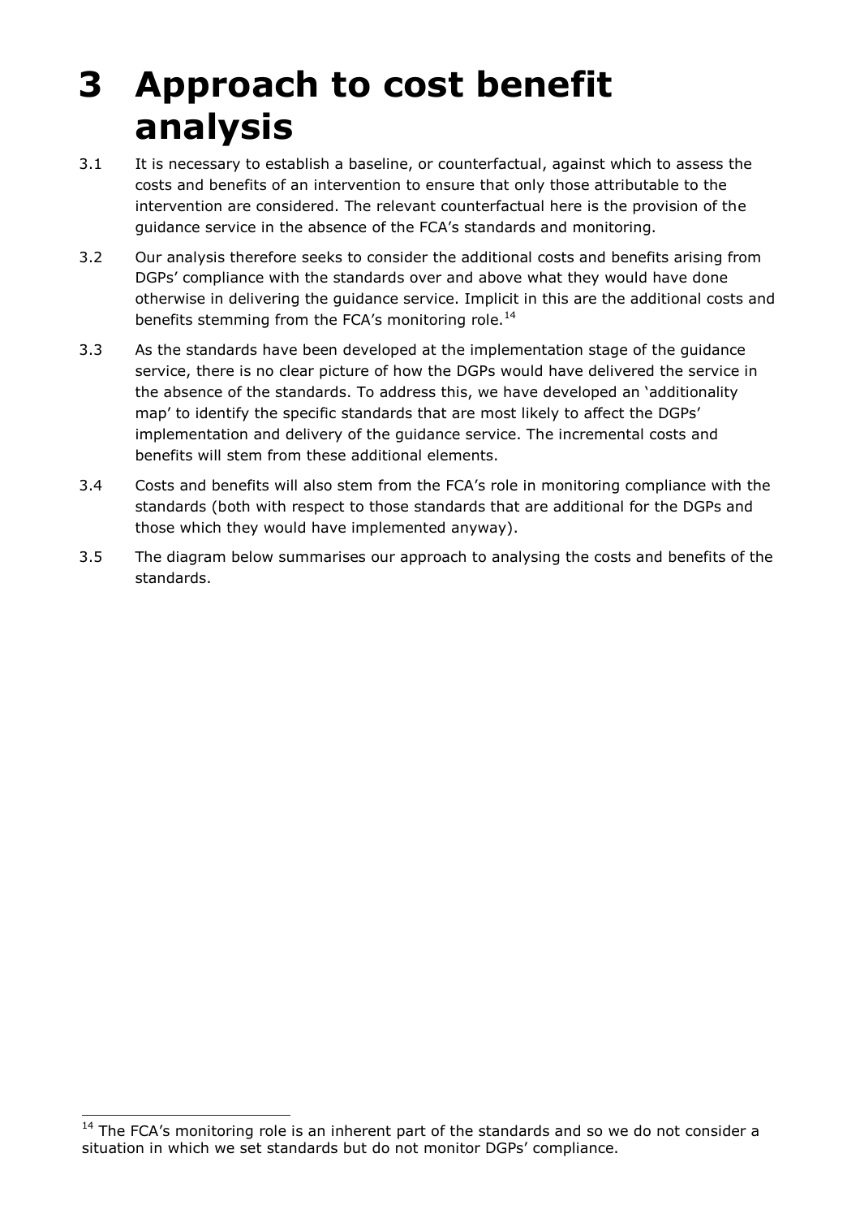# 3 Approach to cost benefit analysis

3.1 It is necessary to establish a baseline, or counterfactual, against which to assess the costs and benefits of an intervention to ensure that only those attributable to the intervention are considered. The relevant counterfactual here is the provision of the guidance service in the absence of the FCA's standards and monitoring.

3.2 Our analysis therefore seeks to consider the additional costs and benefits arising from DGPs' compliance with the standards over and above what they would have done otherwise in delivering the guidance service. Implicit in this are the additional costs and benefits stemming from the FCA's monitoring role.[14]

3.3 As the standards have been developed at the implementation stage of the guidance service, there is no clear picture of how the DGPs would have delivered the service in the absence of the standards. To address this, we have developed an 'additionality map' to identify the specific standards that are most likely to affect the DGPs' implementation and delivery of the guidance service. The incremental costs and benefits will stem from these additional elements.

3.4 Costs and benefits will also stem from the FCA's role in monitoring compliance with the standards (both with respect to those standards that are additional for the DGPs and those which they would have implemented anyway).

3.5 The diagram below summarises our approach to analysing the costs and benefits of the standards.

[14] The FCA's monitoring role is an inherent part of the standards and so we do not consider a situation in which we set standards but do not monitor DGPs' compliance.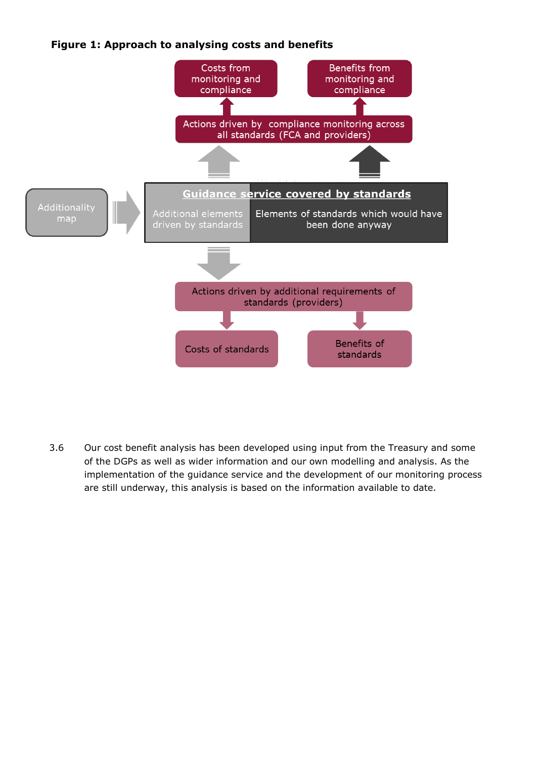**Figure 1: Approach to analysing costs and benefits**

Costs from monitoring and compliance

Benefits from monitoring and compliance

Actions driven by compliance monitoring across all standards (FCA and providers)

Additionality map

**Guidance service covered by standards**

Additional elements driven by standards

Elements of standards which would have been done anyway

Actions driven by additional requirements of standards (providers)

Costs of standards

Benefits of standards

3.6 Our cost benefit analysis has been developed using input from the Treasury and some of the DGPs as well as wider information and our own modelling and analysis. As the implementation of the guidance service and the development of our monitoring process are still underway, this analysis is based on the information available to date.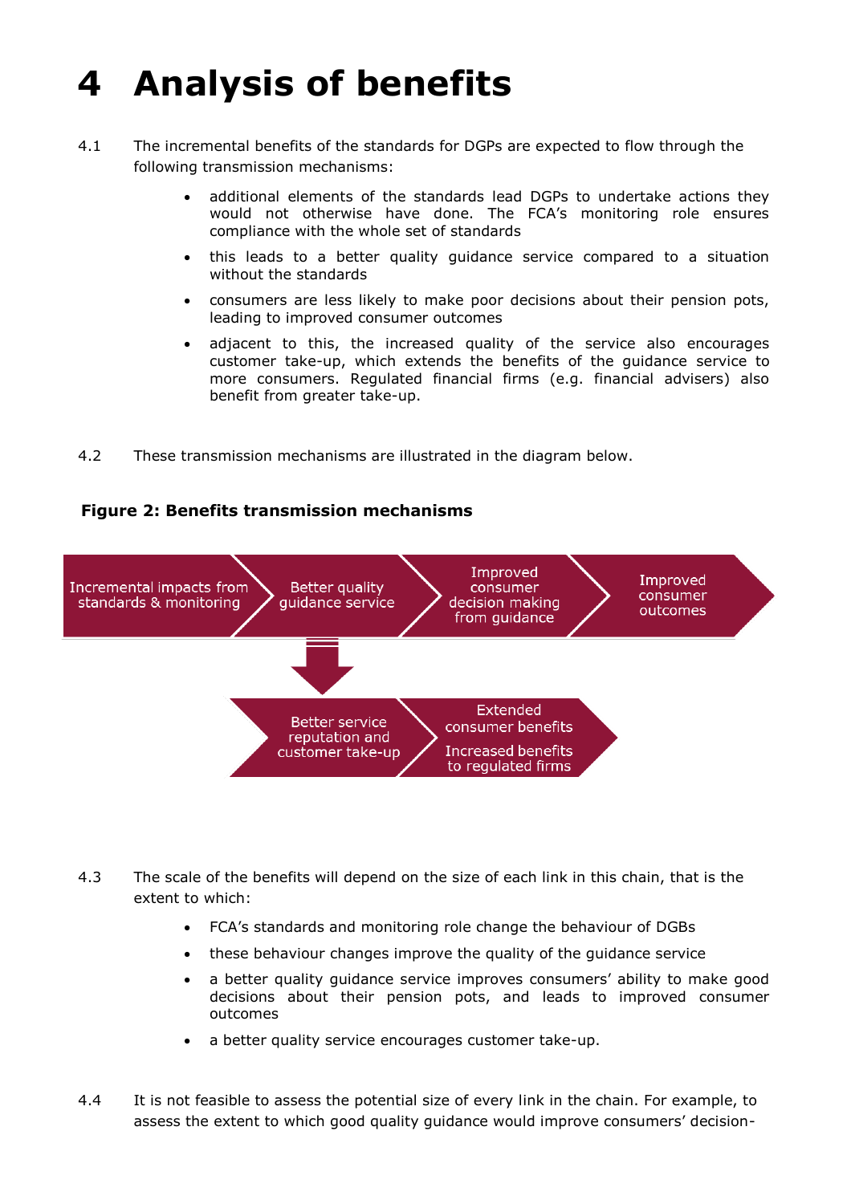# 4 Analysis of benefits

4.1 The incremental benefits of the standards for DGPs are expected to flow through the following transmission mechanisms:

- additional elements of the standards lead DGPs to undertake actions they would not otherwise have done. The FCA's monitoring role ensures compliance with the whole set of standards
- this leads to a better quality guidance service compared to a situation without the standards
- consumers are less likely to make poor decisions about their pension pots, leading to improved consumer outcomes
- adjacent to this, the increased quality of the service also encourages customer take-up, which extends the benefits of the guidance service to more consumers. Regulated financial firms (e.g. financial advisers) also benefit from greater take-up.

4.2 These transmission mechanisms are illustrated in the diagram below.

**Figure 2: Benefits transmission mechanisms**

Incremental impacts from standards & monitoring → Better quality guidance service → Improved consumer decision making from guidance → Improved consumer outcomes

Better quality guidance service ↓ Better service reputation and customer take-up → Extended consumer benefits; Increased benefits to regulated firms

4.3 The scale of the benefits will depend on the size of each link in this chain, that is the extent to which:

- FCA's standards and monitoring role change the behaviour of DGBs
- these behaviour changes improve the quality of the guidance service
- a better quality guidance service improves consumers' ability to make good decisions about their pension pots, and leads to improved consumer outcomes
- a better quality service encourages customer take-up.

4.4 It is not feasible to assess the potential size of every link in the chain. For example, to assess the extent to which good quality guidance would improve consumers' decision-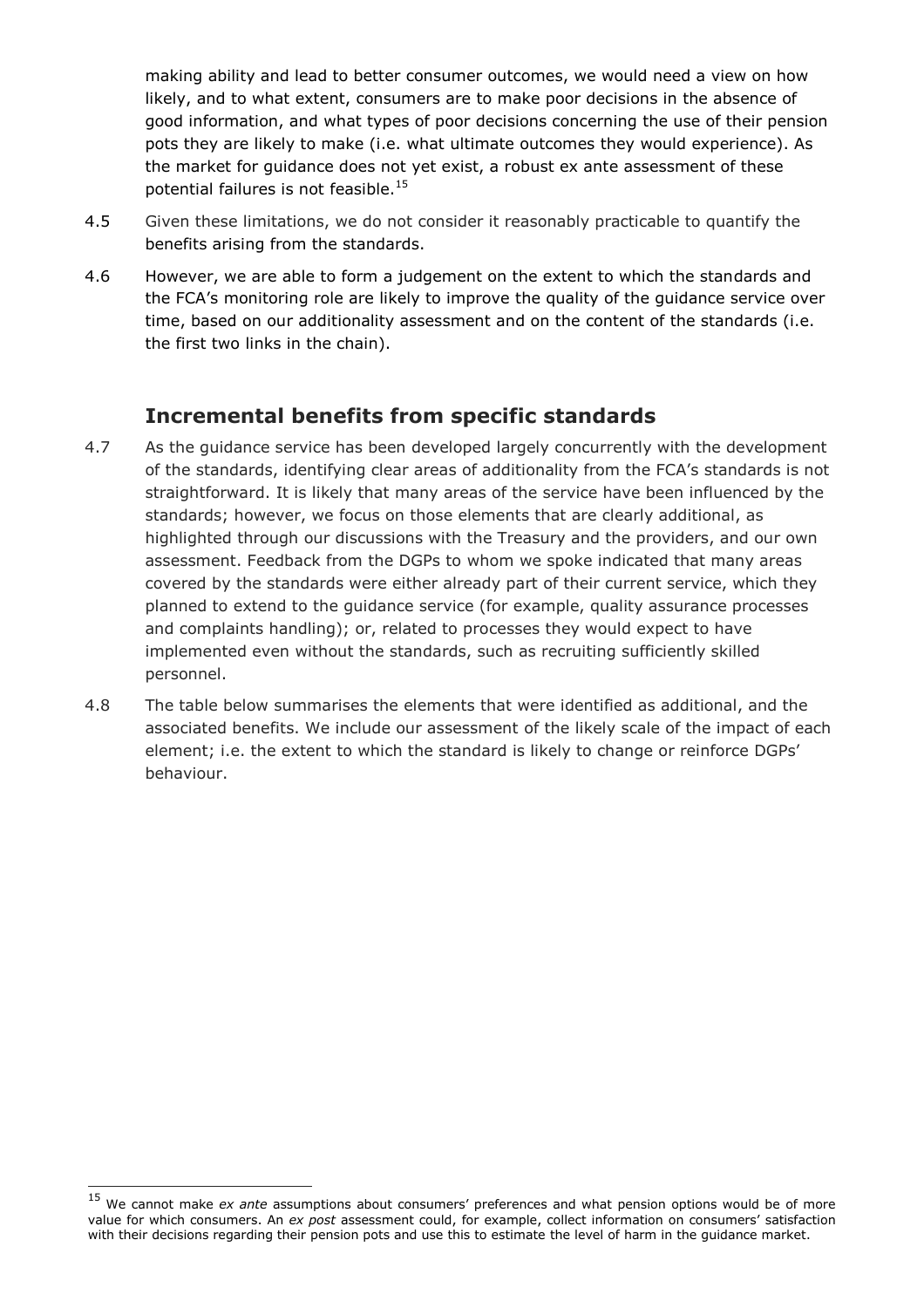making ability and lead to better consumer outcomes, we would need a view on how likely, and to what extent, consumers are to make poor decisions in the absence of good information, and what types of poor decisions concerning the use of their pension pots they are likely to make (i.e. what ultimate outcomes they would experience). As the market for guidance does not yet exist, a robust ex ante assessment of these potential failures is not feasible.[15]

4.5 Given these limitations, we do not consider it reasonably practicable to quantify the benefits arising from the standards.

4.6 However, we are able to form a judgement on the extent to which the standards and the FCA's monitoring role are likely to improve the quality of the guidance service over time, based on our additionality assessment and on the content of the standards (i.e. the first two links in the chain).

## Incremental benefits from specific standards

4.7 As the guidance service has been developed largely concurrently with the development of the standards, identifying clear areas of additionality from the FCA's standards is not straightforward. It is likely that many areas of the service have been influenced by the standards; however, we focus on those elements that are clearly additional, as highlighted through our discussions with the Treasury and the providers, and our own assessment. Feedback from the DGPs to whom we spoke indicated that many areas covered by the standards were either already part of their current service, which they planned to extend to the guidance service (for example, quality assurance processes and complaints handling); or, related to processes they would expect to have implemented even without the standards, such as recruiting sufficiently skilled personnel.

4.8 The table below summarises the elements that were identified as additional, and the associated benefits. We include our assessment of the likely scale of the impact of each element; i.e. the extent to which the standard is likely to change or reinforce DGPs' behaviour.

[15] We cannot make *ex ante* assumptions about consumers' preferences and what pension options would be of more value for which consumers. An *ex post* assessment could, for example, collect information on consumers' satisfaction with their decisions regarding their pension pots and use this to estimate the level of harm in the guidance market.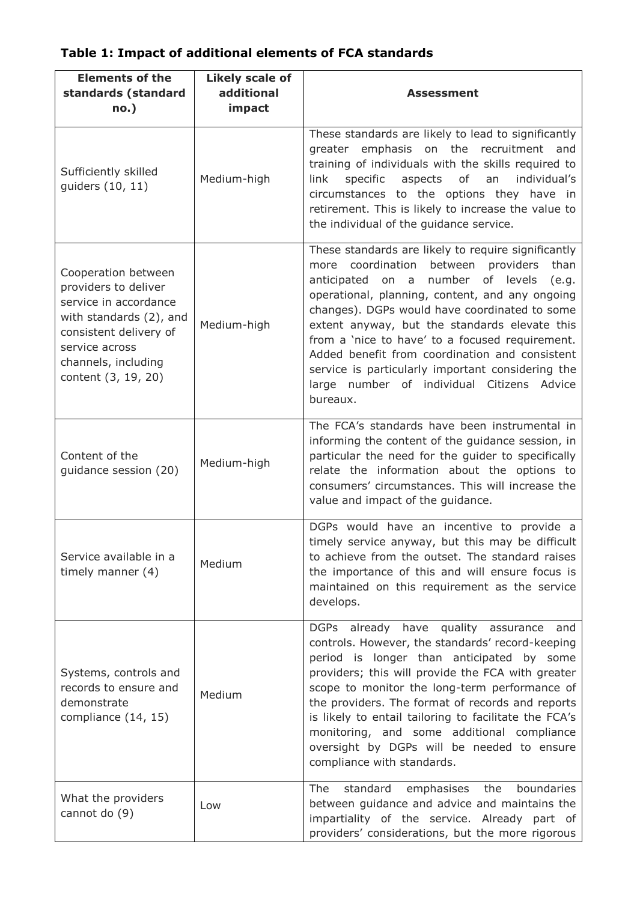**Table 1: Impact of additional elements of FCA standards**

| Elements of the standards (standard no.) | Likely scale of additional impact | Assessment |
|---|---|---|
| Sufficiently skilled guiders (10, 11) | Medium-high | These standards are likely to lead to significantly greater emphasis on the recruitment and training of individuals with the skills required to link specific aspects of an individual's circumstances to the options they have in retirement. This is likely to increase the value to the individual of the guidance service. |
| Cooperation between providers to deliver service in accordance with standards (2), and consistent delivery of service across channels, including content (3, 19, 20) | Medium-high | These standards are likely to require significantly more coordination between providers than anticipated on a number of levels (e.g. operational, planning, content, and any ongoing changes). DGPs would have coordinated to some extent anyway, but the standards elevate this from a 'nice to have' to a focused requirement. Added benefit from coordination and consistent service is particularly important considering the large number of individual Citizens Advice bureaux. |
| Content of the guidance session (20) | Medium-high | The FCA's standards have been instrumental in informing the content of the guidance session, in particular the need for the guider to specifically relate the information about the options to consumers' circumstances. This will increase the value and impact of the guidance. |
| Service available in a timely manner (4) | Medium | DGPs would have an incentive to provide a timely service anyway, but this may be difficult to achieve from the outset. The standard raises the importance of this and will ensure focus is maintained on this requirement as the service develops. |
| Systems, controls and records to ensure and demonstrate compliance (14, 15) | Medium | DGPs already have quality assurance and controls. However, the standards' record-keeping period is longer than anticipated by some providers; this will provide the FCA with greater scope to monitor the long-term performance of the providers. The format of records and reports is likely to entail tailoring to facilitate the FCA's monitoring, and some additional compliance oversight by DGPs will be needed to ensure compliance with standards. |
| What the providers cannot do (9) | Low | The standard emphasises the boundaries between guidance and advice and maintains the impartiality of the service. Already part of providers' considerations, but the more rigorous |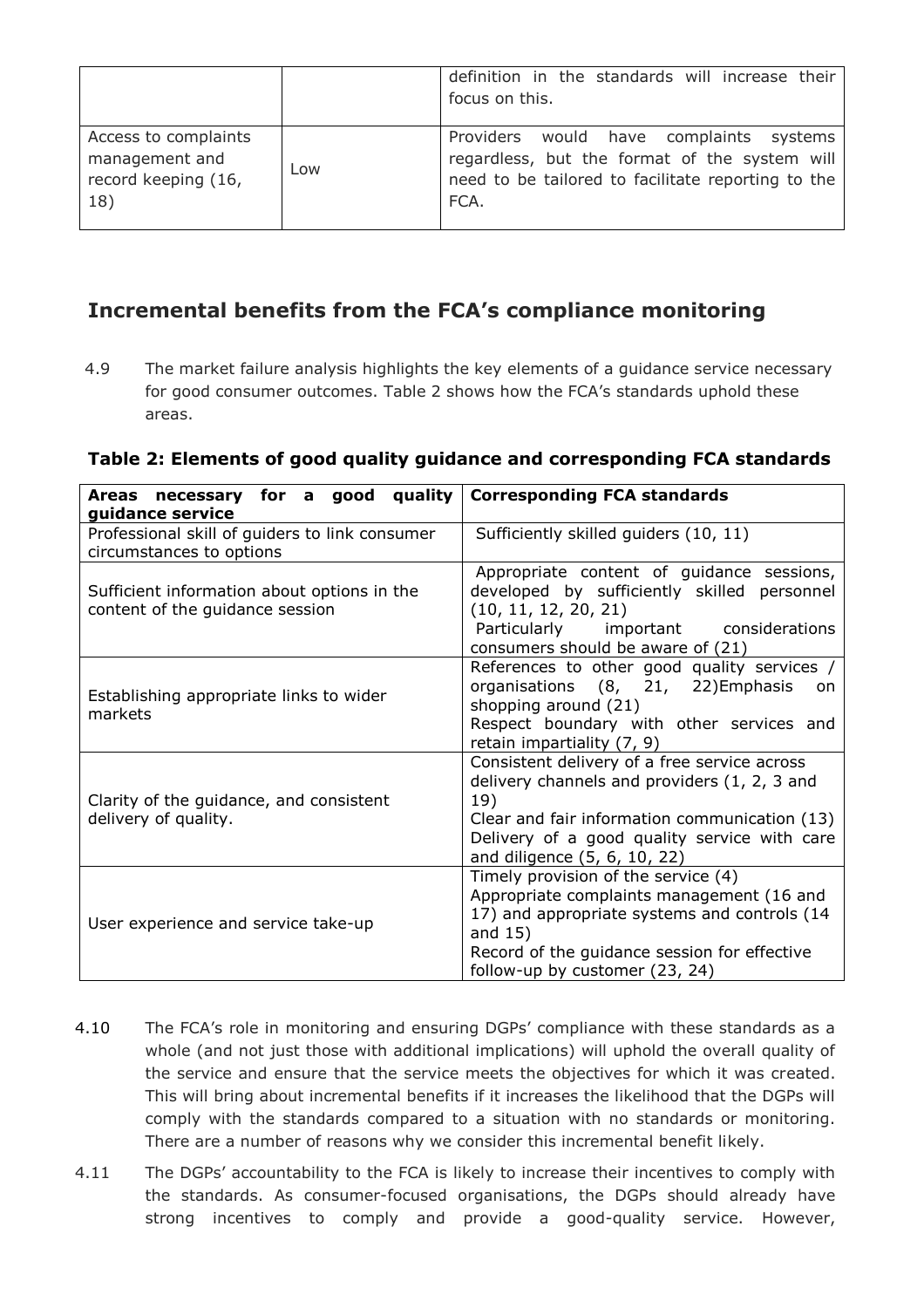| | | definition in the standards will increase their focus on this. |
|---|---|---|
| Access to complaints management and record keeping (16, 18) | Low | Providers would have complaints systems regardless, but the format of the system will need to be tailored to facilitate reporting to the FCA. |

## Incremental benefits from the FCA's compliance monitoring

4.9 The market failure analysis highlights the key elements of a guidance service necessary for good consumer outcomes. Table 2 shows how the FCA's standards uphold these areas.

### Table 2: Elements of good quality guidance and corresponding FCA standards

| Areas necessary for a good quality guidance service | Corresponding FCA standards |
|---|---|
| Professional skill of guiders to link consumer circumstances to options | Sufficiently skilled guiders (10, 11) |
| Sufficient information about options in the content of the guidance session | Appropriate content of guidance sessions, developed by sufficiently skilled personnel (10, 11, 12, 20, 21)<br>Particularly important considerations consumers should be aware of (21) |
| Establishing appropriate links to wider markets | References to other good quality services / organisations (8, 21, 22)Emphasis on shopping around (21)<br>Respect boundary with other services and retain impartiality (7, 9) |
| Clarity of the guidance, and consistent delivery of quality. | Consistent delivery of a free service across delivery channels and providers (1, 2, 3 and 19)<br>Clear and fair information communication (13)<br>Delivery of a good quality service with care and diligence (5, 6, 10, 22) |
| User experience and service take-up | Timely provision of the service (4)<br>Appropriate complaints management (16 and 17) and appropriate systems and controls (14 and 15)<br>Record of the guidance session for effective follow-up by customer (23, 24) |

4.10 The FCA's role in monitoring and ensuring DGPs' compliance with these standards as a whole (and not just those with additional implications) will uphold the overall quality of the service and ensure that the service meets the objectives for which it was created. This will bring about incremental benefits if it increases the likelihood that the DGPs will comply with the standards compared to a situation with no standards or monitoring. There are a number of reasons why we consider this incremental benefit likely.

4.11 The DGPs' accountability to the FCA is likely to increase their incentives to comply with the standards. As consumer-focused organisations, the DGPs should already have strong incentives to comply and provide a good-quality service. However,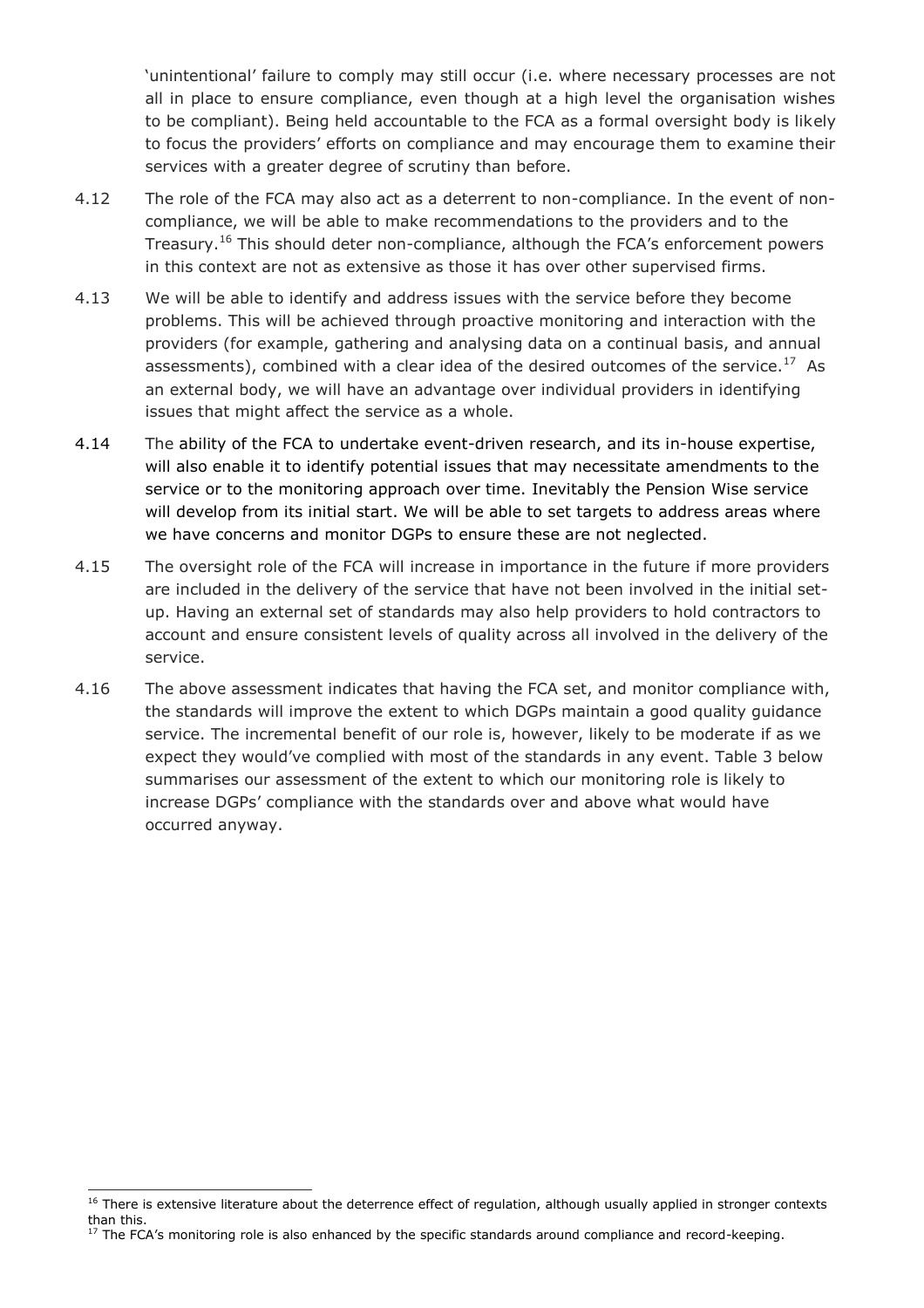'unintentional' failure to comply may still occur (i.e. where necessary processes are not all in place to ensure compliance, even though at a high level the organisation wishes to be compliant). Being held accountable to the FCA as a formal oversight body is likely to focus the providers' efforts on compliance and may encourage them to examine their services with a greater degree of scrutiny than before.

4.12 The role of the FCA may also act as a deterrent to non-compliance. In the event of non-compliance, we will be able to make recommendations to the providers and to the Treasury.[16] This should deter non-compliance, although the FCA's enforcement powers in this context are not as extensive as those it has over other supervised firms.

4.13 We will be able to identify and address issues with the service before they become problems. This will be achieved through proactive monitoring and interaction with the providers (for example, gathering and analysing data on a continual basis, and annual assessments), combined with a clear idea of the desired outcomes of the service.[17] As an external body, we will have an advantage over individual providers in identifying issues that might affect the service as a whole.

4.14 The ability of the FCA to undertake event-driven research, and its in-house expertise, will also enable it to identify potential issues that may necessitate amendments to the service or to the monitoring approach over time. Inevitably the Pension Wise service will develop from its initial start. We will be able to set targets to address areas where we have concerns and monitor DGPs to ensure these are not neglected.

4.15 The oversight role of the FCA will increase in importance in the future if more providers are included in the delivery of the service that have not been involved in the initial set-up. Having an external set of standards may also help providers to hold contractors to account and ensure consistent levels of quality across all involved in the delivery of the service.

4.16 The above assessment indicates that having the FCA set, and monitor compliance with, the standards will improve the extent to which DGPs maintain a good quality guidance service. The incremental benefit of our role is, however, likely to be moderate if as we expect they would've complied with most of the standards in any event. Table 3 below summarises our assessment of the extent to which our monitoring role is likely to increase DGPs' compliance with the standards over and above what would have occurred anyway.

---

[16] There is extensive literature about the deterrence effect of regulation, although usually applied in stronger contexts than this.

[17] The FCA's monitoring role is also enhanced by the specific standards around compliance and record-keeping.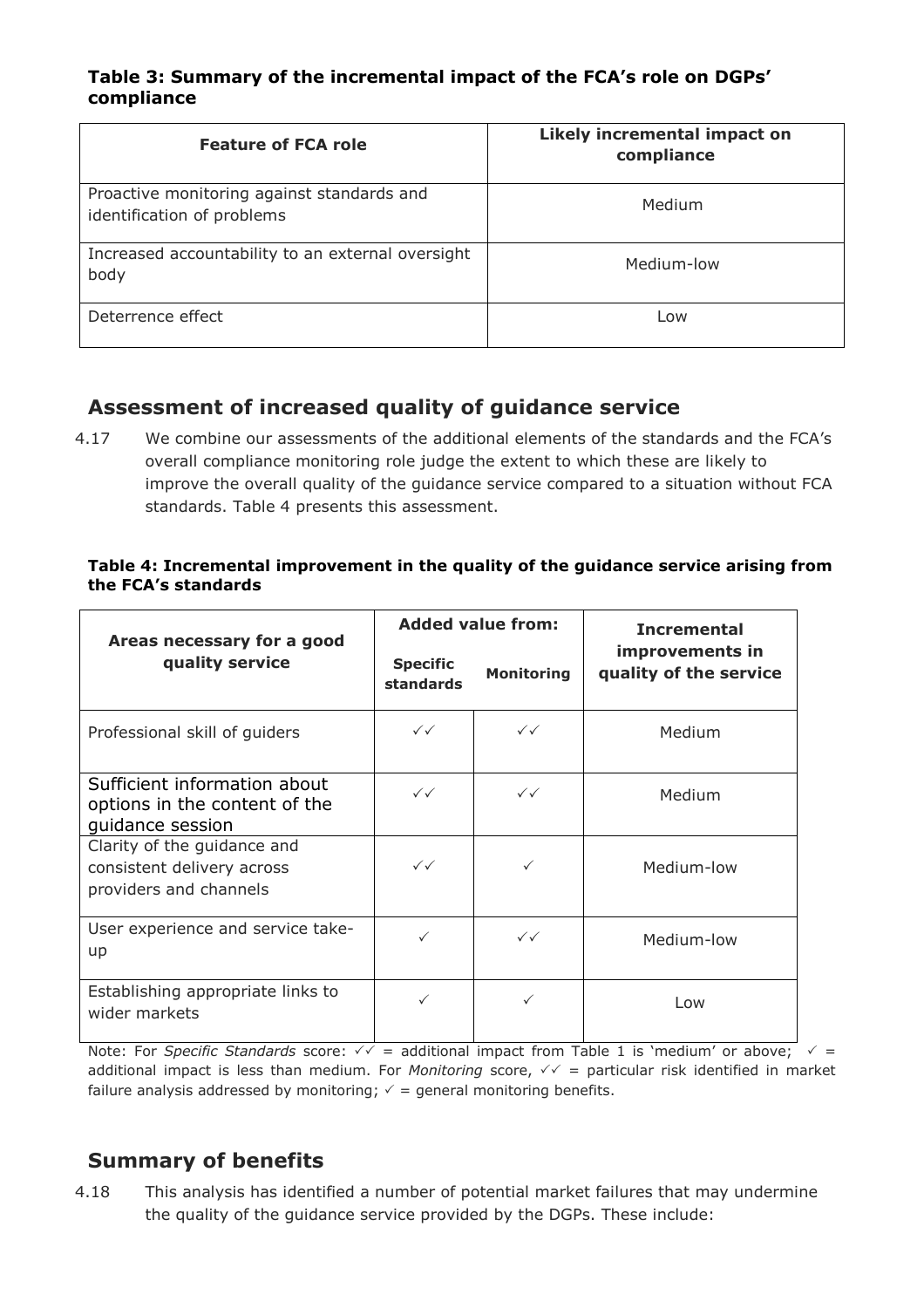**Table 3: Summary of the incremental impact of the FCA's role on DGPs' compliance**

| Feature of FCA role | Likely incremental impact on compliance |
|---|---|
| Proactive monitoring against standards and identification of problems | Medium |
| Increased accountability to an external oversight body | Medium-low |
| Deterrence effect | Low |

## Assessment of increased quality of guidance service

4.17 We combine our assessments of the additional elements of the standards and the FCA's overall compliance monitoring role judge the extent to which these are likely to improve the overall quality of the guidance service compared to a situation without FCA standards. Table 4 presents this assessment.

**Table 4: Incremental improvement in the quality of the guidance service arising from the FCA's standards**

| Areas necessary for a good quality service | Added value from: | | Incremental improvements in quality of the service |
|---|---|---|---|
| | Specific standards | Monitoring | |
| Professional skill of guiders | ✓✓ | ✓✓ | Medium |
| Sufficient information about options in the content of the guidance session | ✓✓ | ✓✓ | Medium |
| Clarity of the guidance and consistent delivery across providers and channels | ✓✓ | ✓ | Medium-low |
| User experience and service take-up | ✓ | ✓✓ | Medium-low |
| Establishing appropriate links to wider markets | ✓ | ✓ | Low |

Note: For *Specific Standards* score: ✓✓ = additional impact from Table 1 is 'medium' or above; ✓ = additional impact is less than medium. For *Monitoring* score, ✓✓ = particular risk identified in market failure analysis addressed by monitoring; ✓ = general monitoring benefits.

## Summary of benefits

4.18 This analysis has identified a number of potential market failures that may undermine the quality of the guidance service provided by the DGPs. These include: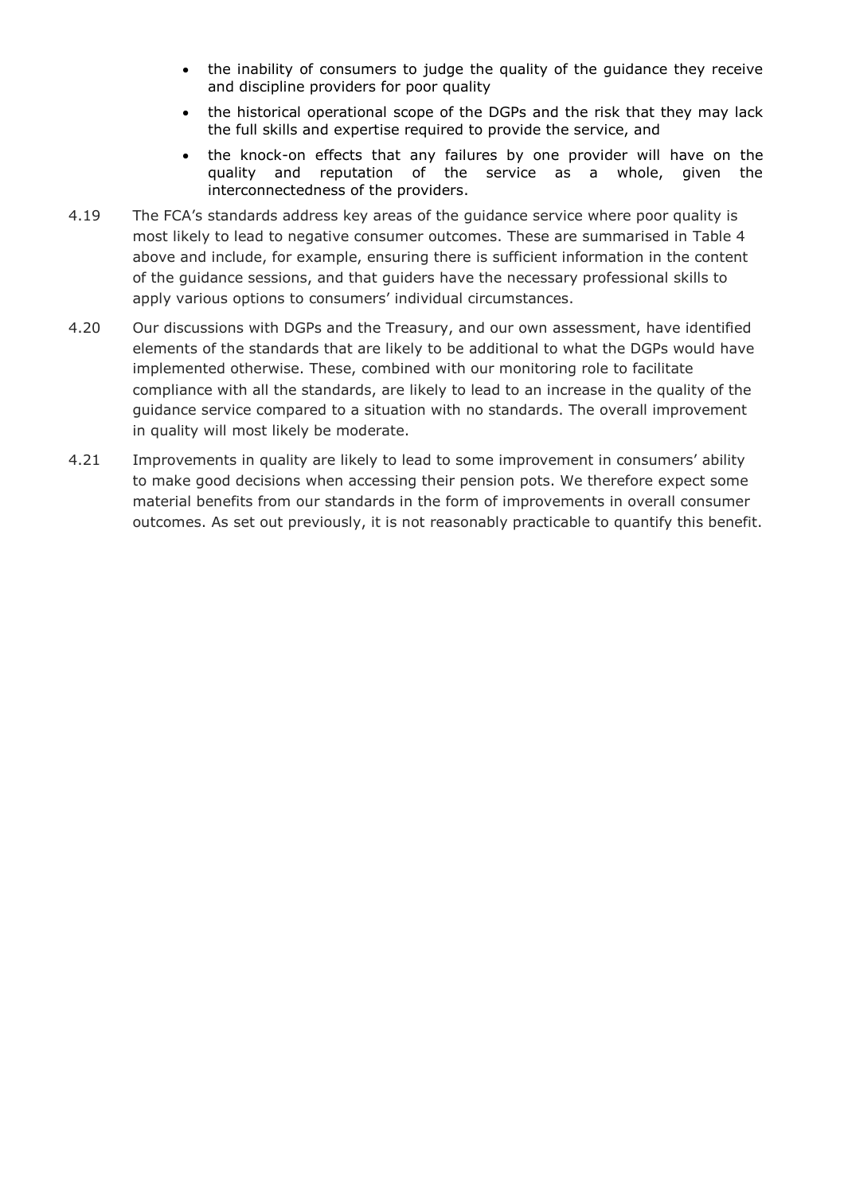- the inability of consumers to judge the quality of the guidance they receive and discipline providers for poor quality
- the historical operational scope of the DGPs and the risk that they may lack the full skills and expertise required to provide the service, and
- the knock-on effects that any failures by one provider will have on the quality and reputation of the service as a whole, given the interconnectedness of the providers.

4.19 The FCA's standards address key areas of the guidance service where poor quality is most likely to lead to negative consumer outcomes. These are summarised in Table 4 above and include, for example, ensuring there is sufficient information in the content of the guidance sessions, and that guiders have the necessary professional skills to apply various options to consumers' individual circumstances.

4.20 Our discussions with DGPs and the Treasury, and our own assessment, have identified elements of the standards that are likely to be additional to what the DGPs would have implemented otherwise. These, combined with our monitoring role to facilitate compliance with all the standards, are likely to lead to an increase in the quality of the guidance service compared to a situation with no standards. The overall improvement in quality will most likely be moderate.

4.21 Improvements in quality are likely to lead to some improvement in consumers' ability to make good decisions when accessing their pension pots. We therefore expect some material benefits from our standards in the form of improvements in overall consumer outcomes. As set out previously, it is not reasonably practicable to quantify this benefit.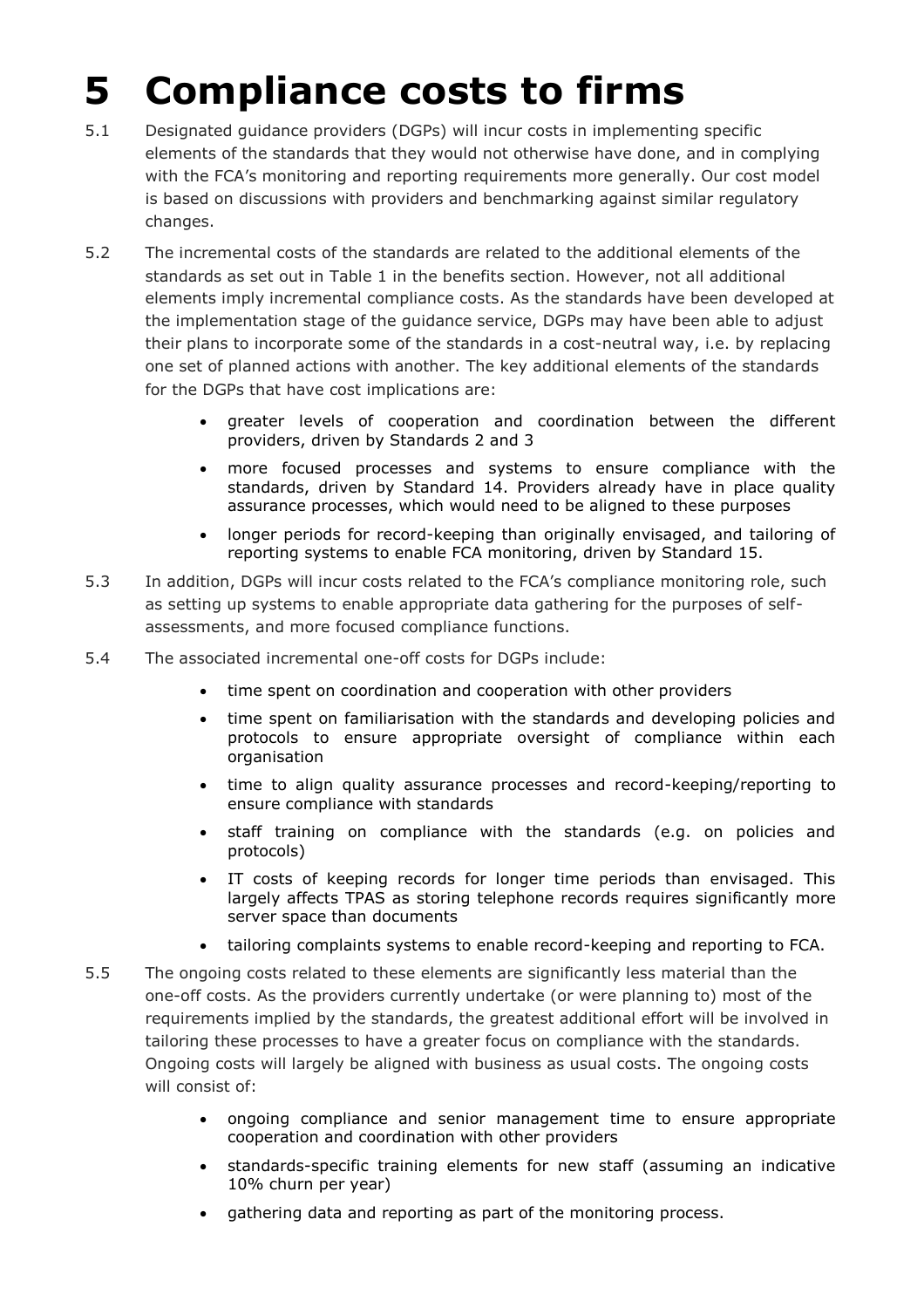# 5 Compliance costs to firms

5.1 Designated guidance providers (DGPs) will incur costs in implementing specific elements of the standards that they would not otherwise have done, and in complying with the FCA's monitoring and reporting requirements more generally. Our cost model is based on discussions with providers and benchmarking against similar regulatory changes.

5.2 The incremental costs of the standards are related to the additional elements of the standards as set out in Table 1 in the benefits section. However, not all additional elements imply incremental compliance costs. As the standards have been developed at the implementation stage of the guidance service, DGPs may have been able to adjust their plans to incorporate some of the standards in a cost-neutral way, i.e. by replacing one set of planned actions with another. The key additional elements of the standards for the DGPs that have cost implications are:

- greater levels of cooperation and coordination between the different providers, driven by Standards 2 and 3
- more focused processes and systems to ensure compliance with the standards, driven by Standard 14. Providers already have in place quality assurance processes, which would need to be aligned to these purposes
- longer periods for record-keeping than originally envisaged, and tailoring of reporting systems to enable FCA monitoring, driven by Standard 15.

5.3 In addition, DGPs will incur costs related to the FCA's compliance monitoring role, such as setting up systems to enable appropriate data gathering for the purposes of self-assessments, and more focused compliance functions.

5.4 The associated incremental one-off costs for DGPs include:

- time spent on coordination and cooperation with other providers
- time spent on familiarisation with the standards and developing policies and protocols to ensure appropriate oversight of compliance within each organisation
- time to align quality assurance processes and record-keeping/reporting to ensure compliance with standards
- staff training on compliance with the standards (e.g. on policies and protocols)
- IT costs of keeping records for longer time periods than envisaged. This largely affects TPAS as storing telephone records requires significantly more server space than documents
- tailoring complaints systems to enable record-keeping and reporting to FCA.

5.5 The ongoing costs related to these elements are significantly less material than the one-off costs. As the providers currently undertake (or were planning to) most of the requirements implied by the standards, the greatest additional effort will be involved in tailoring these processes to have a greater focus on compliance with the standards. Ongoing costs will largely be aligned with business as usual costs. The ongoing costs will consist of:

- ongoing compliance and senior management time to ensure appropriate cooperation and coordination with other providers
- standards-specific training elements for new staff (assuming an indicative 10% churn per year)
- gathering data and reporting as part of the monitoring process.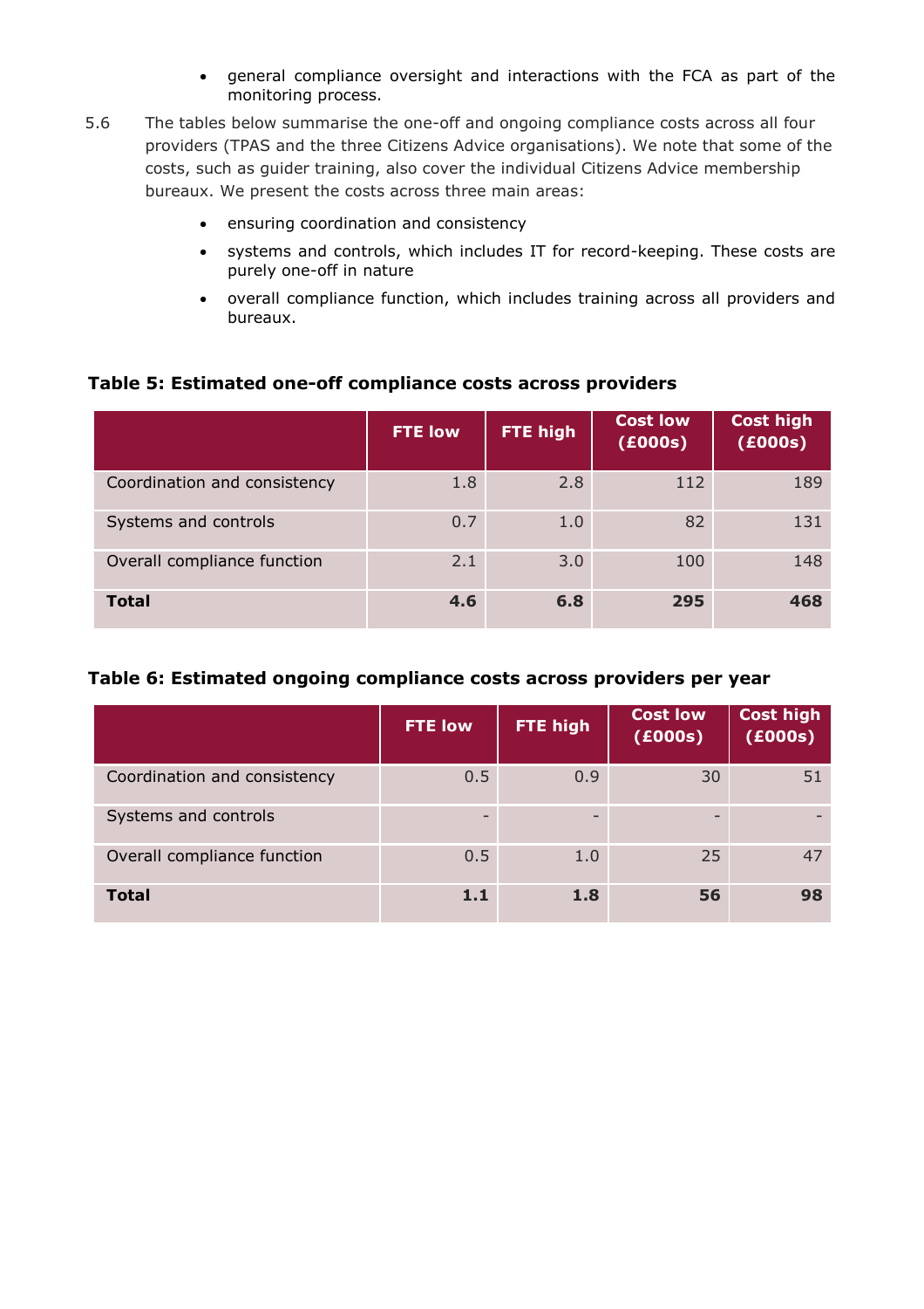- general compliance oversight and interactions with the FCA as part of the monitoring process.

5.6 The tables below summarise the one-off and ongoing compliance costs across all four providers (TPAS and the three Citizens Advice organisations). We note that some of the costs, such as guider training, also cover the individual Citizens Advice membership bureaux. We present the costs across three main areas:

- ensuring coordination and consistency
- systems and controls, which includes IT for record-keeping. These costs are purely one-off in nature
- overall compliance function, which includes training across all providers and bureaux.

**Table 5: Estimated one-off compliance costs across providers**

| | FTE low | FTE high | Cost low (£000s) | Cost high (£000s) |
|---|---|---|---|---|
| Coordination and consistency | 1.8 | 2.8 | 112 | 189 |
| Systems and controls | 0.7 | 1.0 | 82 | 131 |
| Overall compliance function | 2.1 | 3.0 | 100 | 148 |
| **Total** | **4.6** | **6.8** | **295** | **468** |

**Table 6: Estimated ongoing compliance costs across providers per year**

| | FTE low | FTE high | Cost low (£000s) | Cost high (£000s) |
|---|---|---|---|---|
| Coordination and consistency | 0.5 | 0.9 | 30 | 51 |
| Systems and controls | - | - | - | - |
| Overall compliance function | 0.5 | 1.0 | 25 | 47 |
| **Total** | **1.1** | **1.8** | **56** | **98** |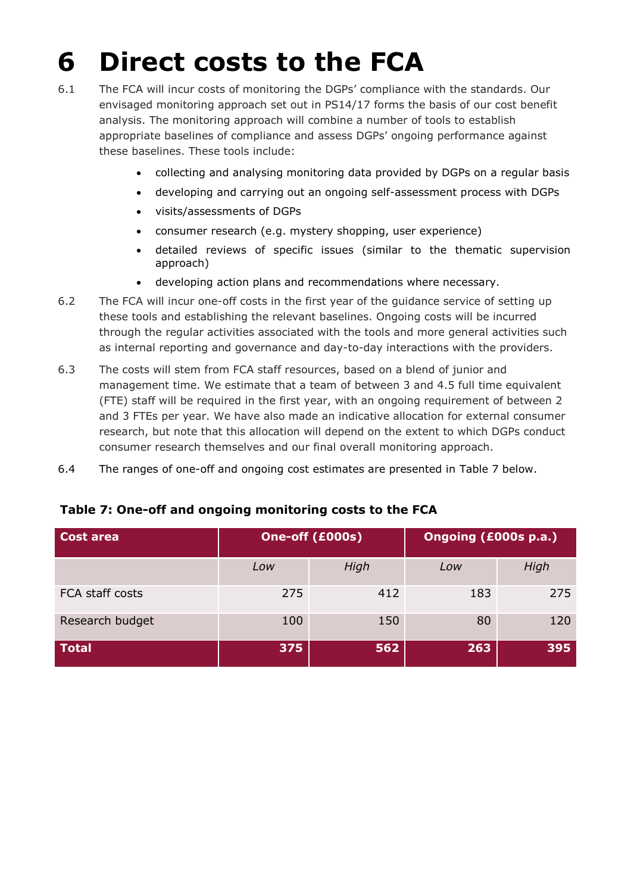# 6 Direct costs to the FCA

6.1 The FCA will incur costs of monitoring the DGPs' compliance with the standards. Our envisaged monitoring approach set out in PS14/17 forms the basis of our cost benefit analysis. The monitoring approach will combine a number of tools to establish appropriate baselines of compliance and assess DGPs' ongoing performance against these baselines. These tools include:

- collecting and analysing monitoring data provided by DGPs on a regular basis
- developing and carrying out an ongoing self-assessment process with DGPs
- visits/assessments of DGPs
- consumer research (e.g. mystery shopping, user experience)
- detailed reviews of specific issues (similar to the thematic supervision approach)
- developing action plans and recommendations where necessary.

6.2 The FCA will incur one-off costs in the first year of the guidance service of setting up these tools and establishing the relevant baselines. Ongoing costs will be incurred through the regular activities associated with the tools and more general activities such as internal reporting and governance and day-to-day interactions with the providers.

6.3 The costs will stem from FCA staff resources, based on a blend of junior and management time. We estimate that a team of between 3 and 4.5 full time equivalent (FTE) staff will be required in the first year, with an ongoing requirement of between 2 and 3 FTEs per year. We have also made an indicative allocation for external consumer research, but note that this allocation will depend on the extent to which DGPs conduct consumer research themselves and our final overall monitoring approach.

6.4 The ranges of one-off and ongoing cost estimates are presented in Table 7 below.

**Table 7: One-off and ongoing monitoring costs to the FCA**

| Cost area | One-off (£000s) | | Ongoing (£000s p.a.) | |
|---|---|---|---|---|
| | *Low* | *High* | *Low* | *High* |
| FCA staff costs | 275 | 412 | 183 | 275 |
| Research budget | 100 | 150 | 80 | 120 |
| **Total** | **375** | **562** | **263** | **395** |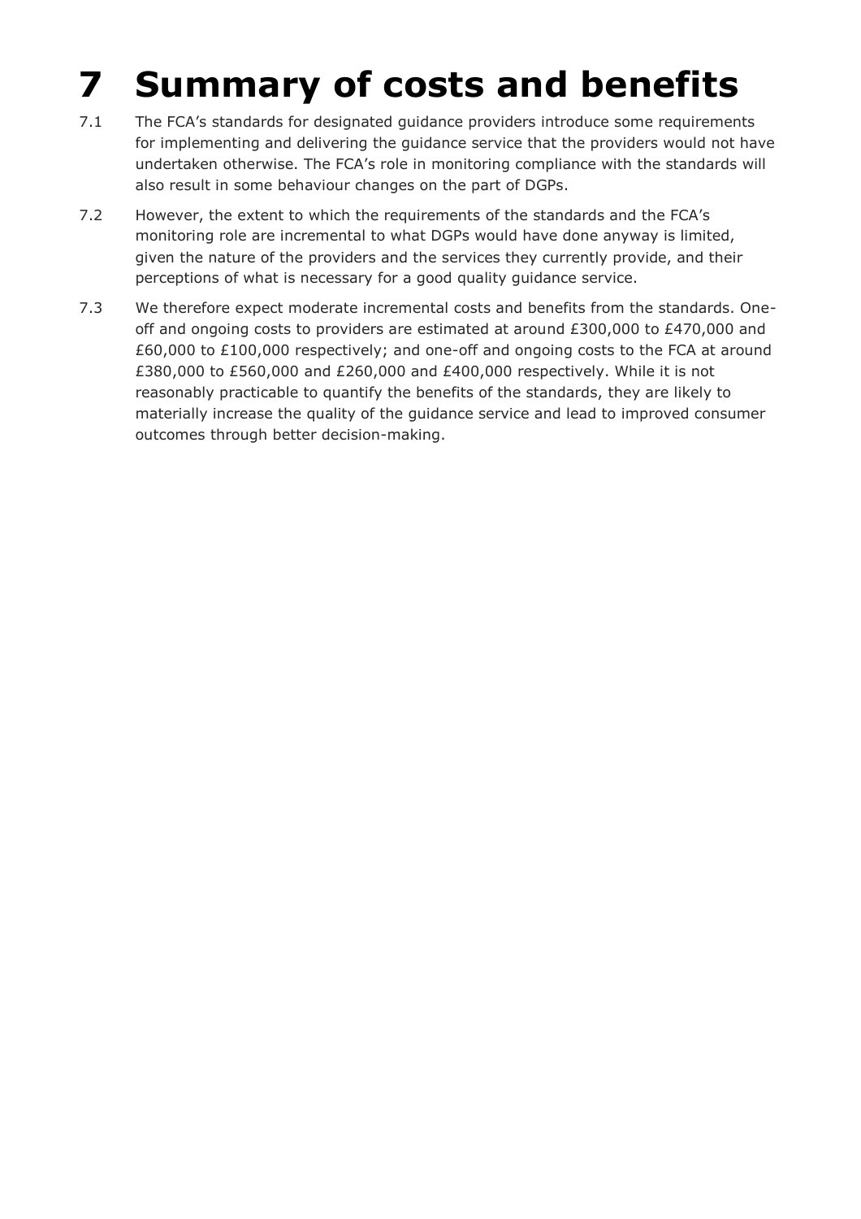# 7 Summary of costs and benefits

7.1 The FCA's standards for designated guidance providers introduce some requirements for implementing and delivering the guidance service that the providers would not have undertaken otherwise. The FCA's role in monitoring compliance with the standards will also result in some behaviour changes on the part of DGPs.

7.2 However, the extent to which the requirements of the standards and the FCA's monitoring role are incremental to what DGPs would have done anyway is limited, given the nature of the providers and the services they currently provide, and their perceptions of what is necessary for a good quality guidance service.

7.3 We therefore expect moderate incremental costs and benefits from the standards. One-off and ongoing costs to providers are estimated at around £300,000 to £470,000 and £60,000 to £100,000 respectively; and one-off and ongoing costs to the FCA at around £380,000 to £560,000 and £260,000 and £400,000 respectively. While it is not reasonably practicable to quantify the benefits of the standards, they are likely to materially increase the quality of the guidance service and lead to improved consumer outcomes through better decision-making.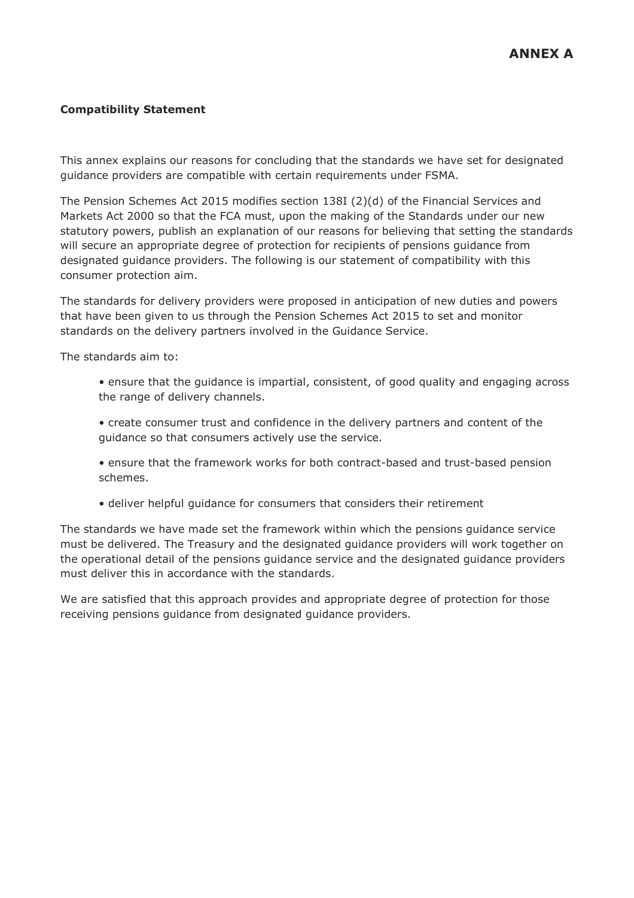# ANNEX A

**Compatibility Statement**

This annex explains our reasons for concluding that the standards we have set for designated guidance providers are compatible with certain requirements under FSMA.

The Pension Schemes Act 2015 modifies section 138I (2)(d) of the Financial Services and Markets Act 2000 so that the FCA must, upon the making of the Standards under our new statutory powers, publish an explanation of our reasons for believing that setting the standards will secure an appropriate degree of protection for recipients of pensions guidance from designated guidance providers. The following is our statement of compatibility with this consumer protection aim.

The standards for delivery providers were proposed in anticipation of new duties and powers that have been given to us through the Pension Schemes Act 2015 to set and monitor standards on the delivery partners involved in the Guidance Service.

The standards aim to:

- ensure that the guidance is impartial, consistent, of good quality and engaging across the range of delivery channels.
- create consumer trust and confidence in the delivery partners and content of the guidance so that consumers actively use the service.
- ensure that the framework works for both contract-based and trust-based pension schemes.
- deliver helpful guidance for consumers that considers their retirement

The standards we have made set the framework within which the pensions guidance service must be delivered. The Treasury and the designated guidance providers will work together on the operational detail of the pensions guidance service and the designated guidance providers must deliver this in accordance with the standards.

We are satisfied that this approach provides and appropriate degree of protection for those receiving pensions guidance from designated guidance providers.